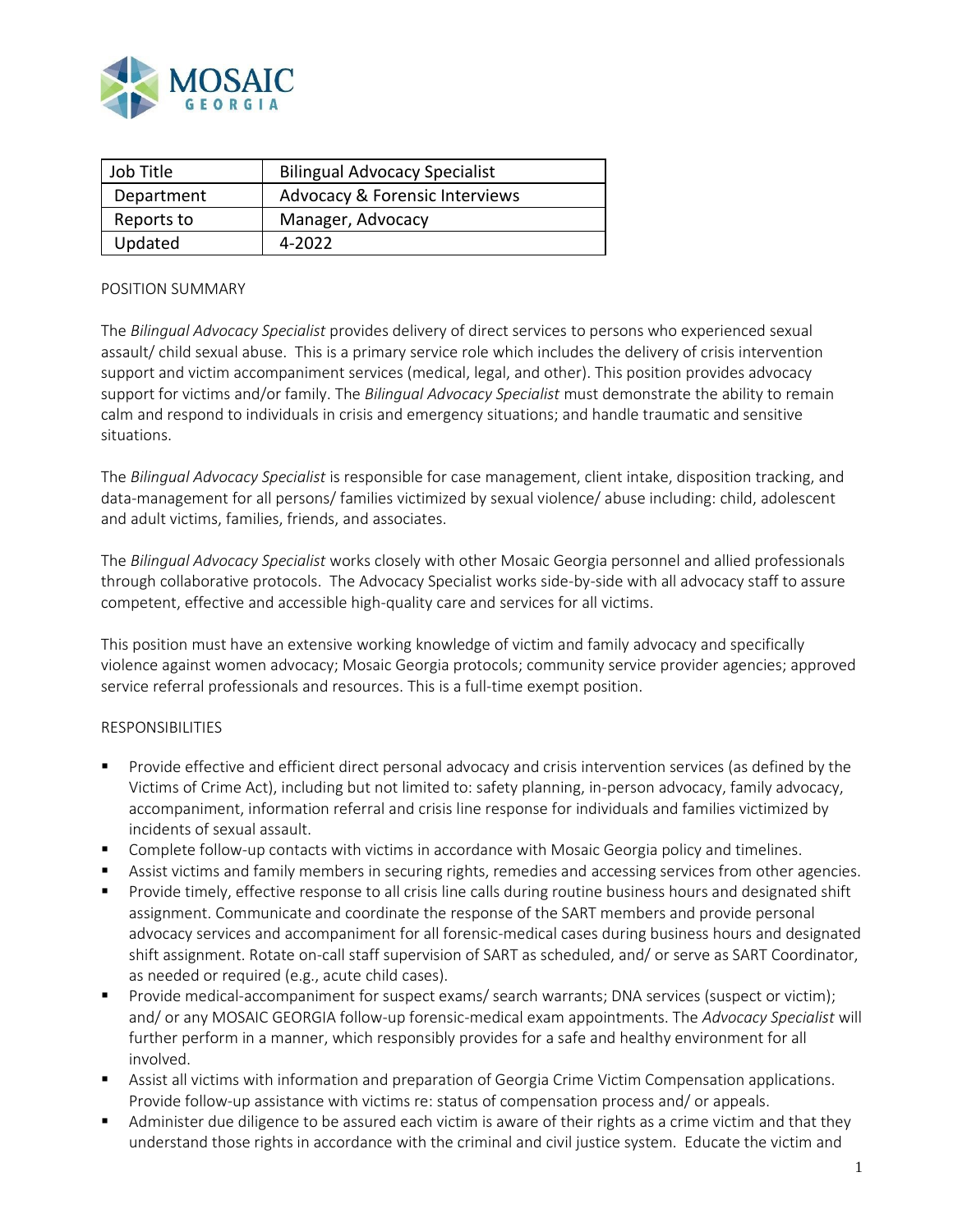| Job Title | Bilingual Advocacy Specialist |
|---|---|
| Department | Advocacy & Forensic Interviews |
| Reports to | Manager, Advocacy |
| Updated | 4-2022 |

POSITION SUMMARY

The *Bilingual Advocacy Specialist* provides delivery of direct services to persons who experienced sexual assault/ child sexual abuse. This is a primary service role which includes the delivery of crisis intervention support and victim accompaniment services (medical, legal, and other). This position provides advocacy support for victims and/or family. The *Bilingual Advocacy Specialist* must demonstrate the ability to remain calm and respond to individuals in crisis and emergency situations; and handle traumatic and sensitive situations.

The *Bilingual Advocacy Specialist* is responsible for case management, client intake, disposition tracking, and data-management for all persons/ families victimized by sexual violence/ abuse including: child, adolescent and adult victims, families, friends, and associates.

The *Bilingual Advocacy Specialist* works closely with other Mosaic Georgia personnel and allied professionals through collaborative protocols. The Advocacy Specialist works side-by-side with all advocacy staff to assure competent, effective and accessible high-quality care and services for all victims.

This position must have an extensive working knowledge of victim and family advocacy and specifically violence against women advocacy; Mosaic Georgia protocols; community service provider agencies; approved service referral professionals and resources. This is a full-time exempt position.

RESPONSIBILITIES

- Provide effective and efficient direct personal advocacy and crisis intervention services (as defined by the Victims of Crime Act), including but not limited to: safety planning, in-person advocacy, family advocacy, accompaniment, information referral and crisis line response for individuals and families victimized by incidents of sexual assault.
- Complete follow-up contacts with victims in accordance with Mosaic Georgia policy and timelines.
- Assist victims and family members in securing rights, remedies and accessing services from other agencies.
- Provide timely, effective response to all crisis line calls during routine business hours and designated shift assignment. Communicate and coordinate the response of the SART members and provide personal advocacy services and accompaniment for all forensic-medical cases during business hours and designated shift assignment. Rotate on-call staff supervision of SART as scheduled, and/ or serve as SART Coordinator, as needed or required (e.g., acute child cases).
- Provide medical-accompaniment for suspect exams/ search warrants; DNA services (suspect or victim); and/ or any MOSAIC GEORGIA follow-up forensic-medical exam appointments. The *Advocacy Specialist* will further perform in a manner, which responsibly provides for a safe and healthy environment for all involved.
- Assist all victims with information and preparation of Georgia Crime Victim Compensation applications. Provide follow-up assistance with victims re: status of compensation process and/ or appeals.
- Administer due diligence to be assured each victim is aware of their rights as a crime victim and that they understand those rights in accordance with the criminal and civil justice system. Educate the victim and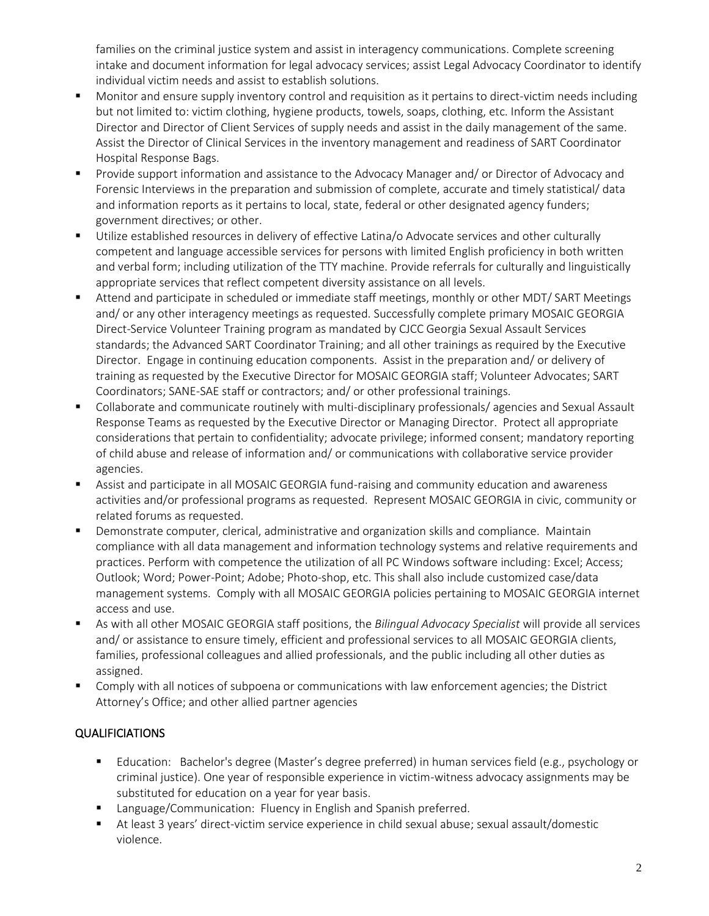families on the criminal justice system and assist in interagency communications. Complete screening intake and document information for legal advocacy services; assist Legal Advocacy Coordinator to identify individual victim needs and assist to establish solutions.

- Monitor and ensure supply inventory control and requisition as it pertains to direct-victim needs including but not limited to: victim clothing, hygiene products, towels, soaps, clothing, etc. Inform the Assistant Director and Director of Client Services of supply needs and assist in the daily management of the same. Assist the Director of Clinical Services in the inventory management and readiness of SART Coordinator Hospital Response Bags.
- Provide support information and assistance to the Advocacy Manager and/ or Director of Advocacy and Forensic Interviews in the preparation and submission of complete, accurate and timely statistical/ data and information reports as it pertains to local, state, federal or other designated agency funders; government directives; or other.
- Utilize established resources in delivery of effective Latina/o Advocate services and other culturally competent and language accessible services for persons with limited English proficiency in both written and verbal form; including utilization of the TTY machine. Provide referrals for culturally and linguistically appropriate services that reflect competent diversity assistance on all levels.
- Attend and participate in scheduled or immediate staff meetings, monthly or other MDT/ SART Meetings and/ or any other interagency meetings as requested. Successfully complete primary MOSAIC GEORGIA Direct-Service Volunteer Training program as mandated by CJCC Georgia Sexual Assault Services standards; the Advanced SART Coordinator Training; and all other trainings as required by the Executive Director. Engage in continuing education components. Assist in the preparation and/ or delivery of training as requested by the Executive Director for MOSAIC GEORGIA staff; Volunteer Advocates; SART Coordinators; SANE-SAE staff or contractors; and/ or other professional trainings.
- Collaborate and communicate routinely with multi-disciplinary professionals/ agencies and Sexual Assault Response Teams as requested by the Executive Director or Managing Director. Protect all appropriate considerations that pertain to confidentiality; advocate privilege; informed consent; mandatory reporting of child abuse and release of information and/ or communications with collaborative service provider agencies.
- Assist and participate in all MOSAIC GEORGIA fund-raising and community education and awareness activities and/or professional programs as requested. Represent MOSAIC GEORGIA in civic, community or related forums as requested.
- Demonstrate computer, clerical, administrative and organization skills and compliance. Maintain compliance with all data management and information technology systems and relative requirements and practices. Perform with competence the utilization of all PC Windows software including: Excel; Access; Outlook; Word; Power-Point; Adobe; Photo-shop, etc. This shall also include customized case/data management systems. Comply with all MOSAIC GEORGIA policies pertaining to MOSAIC GEORGIA internet access and use.
- As with all other MOSAIC GEORGIA staff positions, the *Bilingual Advocacy Specialist* will provide all services and/ or assistance to ensure timely, efficient and professional services to all MOSAIC GEORGIA clients, families, professional colleagues and allied professionals, and the public including all other duties as assigned.
- Comply with all notices of subpoena or communications with law enforcement agencies; the District Attorney's Office; and other allied partner agencies

## QUALIFICIATIONS

- Education: Bachelor's degree (Master's degree preferred) in human services field (e.g., psychology or criminal justice). One year of responsible experience in victim-witness advocacy assignments may be substituted for education on a year for year basis.
- Language/Communication: Fluency in English and Spanish preferred.
- At least 3 years' direct-victim service experience in child sexual abuse; sexual assault/domestic violence.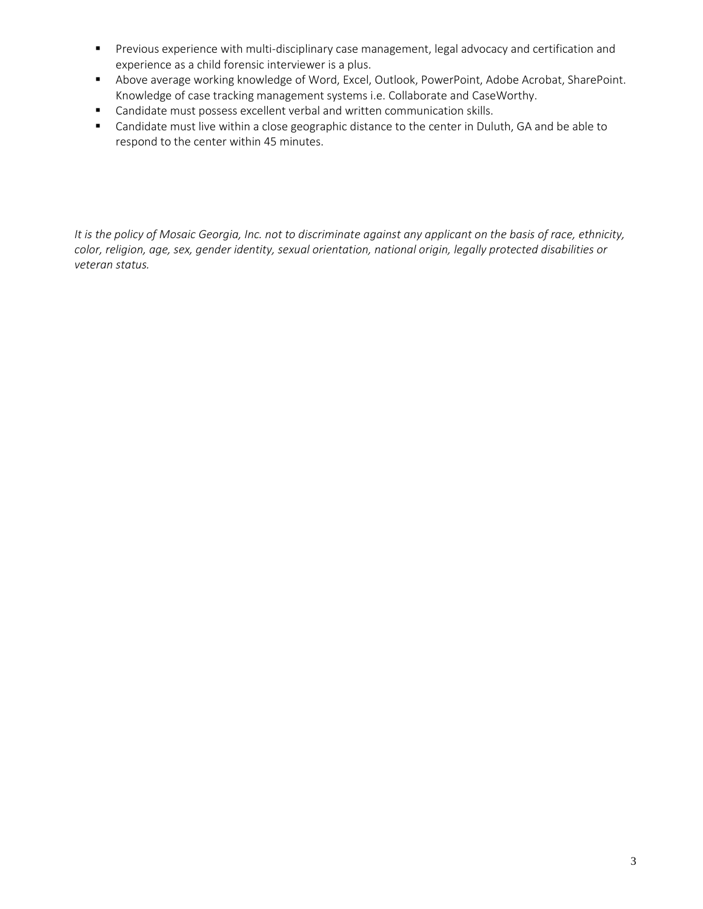- Previous experience with multi-disciplinary case management, legal advocacy and certification and experience as a child forensic interviewer is a plus.
- Above average working knowledge of Word, Excel, Outlook, PowerPoint, Adobe Acrobat, SharePoint. Knowledge of case tracking management systems i.e. Collaborate and CaseWorthy.
- Candidate must possess excellent verbal and written communication skills.
- Candidate must live within a close geographic distance to the center in Duluth, GA and be able to respond to the center within 45 minutes.

*It is the policy of Mosaic Georgia, Inc. not to discriminate against any applicant on the basis of race, ethnicity, color, religion, age, sex, gender identity, sexual orientation, national origin, legally protected disabilities or veteran status.*